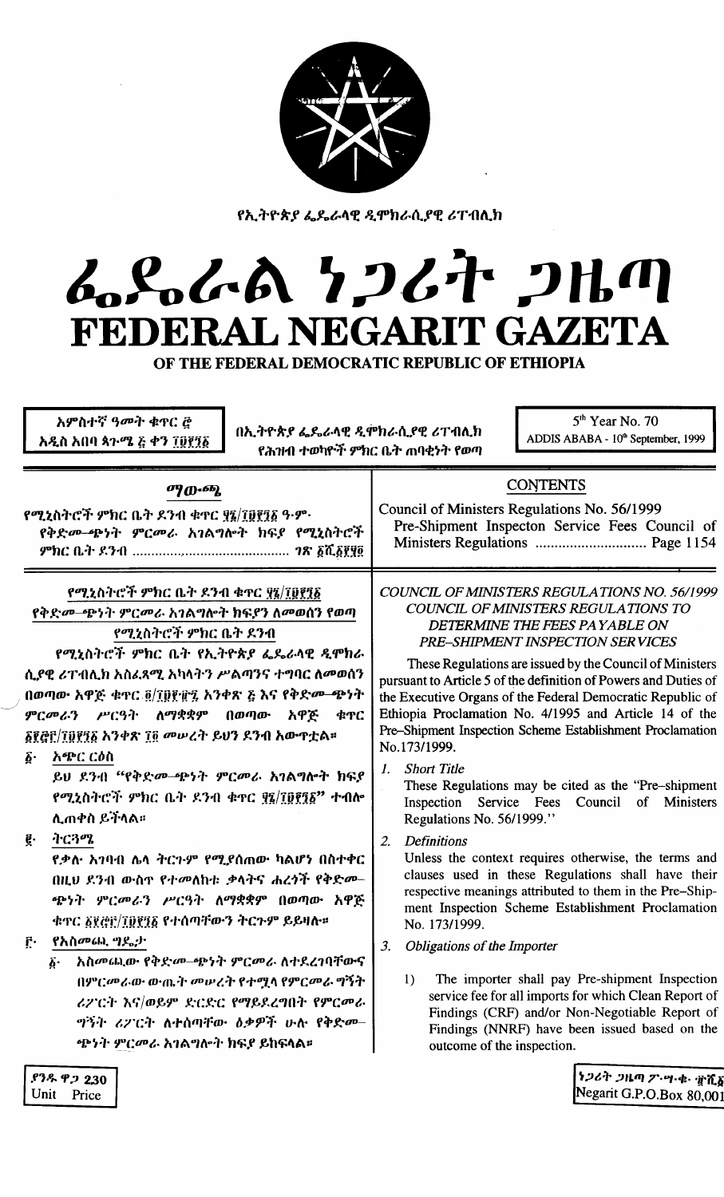የኢትዮጵያ ፌዴራላዊ ዲሞክራሲያዊ ሪፐብሊክ

# ፌዴራል ነጋሪት ጋዜጣ
# FEDERAL NEGARIT GAZETA
## OF THE FEDERAL DEMOCRATIC REPUBLIC OF ETHIOPIA

አምስተኛ ዓመት ቁጥር ፸
አዲስ አበባ ጳጉሜ ፭ ቀን ፲፱፻፺፩

በኢትዮጵያ ፌዴራላዊ ዲሞክራሲያዊ ሪፐብሊክ
የሕዝብ ተወካዮች ምክር ቤት ጠባቂነት የወጣ

5th Year No. 70
ADDIS ABABA - 10th September, 1999

| ማውጫ | CONTENTS |
|---|---|
| የሚኒስትሮች ምክር ቤት ደንብ ቁጥር ፶፮/፲፱፻፺፩ ዓ.ም. የቅድመ–ጭነት ምርመራ አገልግሎት ክፍያ የሚኒስትሮች ምክር ቤት ደንብ ........................................ ገጽ ፩ሺ፩፻፶፬ | Council of Ministers Regulations No. 56/1999 Pre-Shipment Inspecton Service Fees Council of Ministers Regulations ............................ Page 1154 |

### የሚኒስትሮች ምክር ቤት ደንብ ቁጥር ፶፮/፲፱፻፺፩
### የቅድመ–ጭነት ምርመራ አገልግሎት ክፍያን ለመወሰን የወጣ የሚኒስትሮች ምክር ቤት ደንብ

የሚኒስትሮች ምክር ቤት የኢትዮጵያ ፌዴራላዊ ዲሞክራሲያዊ ሪፐብሊክ አስፈጻሚ አካላትን ሥልጣንና ተግባር ለመወሰን በወጣው አዋጅ ቁጥር ፬/፲፱፻፹፯ አንቀጽ ፭ እና የቅድመ–ጭነት ምርመራን ሥርዓት ለማቋቋም በወጣው አዋጅ ቁጥር ፩፻፸፫/፲፱፻፺፩ አንቀጽ ፲፬ መሠረት ይህን ደንብ አውጥቷል።

፩· አጭር ርዕስ

ይህ ደንብ "የቅድመ–ጭነት ምርመራ አገልግሎት ክፍያ የሚኒስትሮች ምክር ቤት ደንብ ቁጥር ፶፮/፲፱፻፺፩" ተብሎ ሊጠቀስ ይችላል።

፪· ትርጓሜ

የቃሉ አገባብ ሌላ ትርጉም የሚያሰጠው ካልሆነ በስተቀር በዚህ ደንብ ውስጥ የተመለከቱ ቃላትና ሐረጎች የቅድመ–ጭነት ምርመራን ሥርዓት ለማቋቋም በወጣው አዋጅ ቁጥር ፩፻፸፫/፲፱፻፺፩ የተሰጣቸውን ትርጉም ይይዛሉ።

፫· የአስመጪ ግዴታ

፩· አስመጪው የቅድመ–ጭነት ምርመራ ለተደረገባቸውና በምርመራው ውጤት መሠረት የተሟላ የምርመራ ግኝት ሪፖርት እና/ወይም ድርድር የማይደረግበት የምርመራ ግኝት ሪፖርት ለተሰጣቸው ዕቃዎች ሁሉ የቅድመ–ጭነት ምርመራ አገልግሎት ክፍያ ይከፍላል።

### COUNCIL OF MINISTERS REGULATIONS NO. 56/1999
### COUNCIL OF MINISTERS REGULATIONS TO DETERMINE THE FEES PAYABLE ON PRE–SHIPMENT INSPECTION SERVICES

These Regulations are issued by the Council of Ministers pursuant to Article 5 of the definition of Powers and Duties of the Executive Organs of the Federal Democratic Republic of Ethiopia Proclamation No. 4/1995 and Article 14 of the Pre-Shipment Inspection Scheme Establishment Proclamation No.173/1999.

1. *Short Title*

   These Regulations may be cited as the "Pre–shipment Inspection Service Fees Council of Ministers Regulations No. 56/1999."

2. *Definitions*

   Unless the context requires otherwise, the terms and clauses used in these Regulations shall have their respective meanings attributed to them in the Pre–Shipment Inspection Scheme Establishment Proclamation No. 173/1999.

3. *Obligations of the Importer*

   1) The importer shall pay Pre-shipment Inspection service fee for all imports for which Clean Report of Findings (CRF) and/or Non-Negotiable Report of Findings (NNRF) have been issued based on the outcome of the inspection.

ያንዱ ዋጋ 2.30
Unit Price

ነጋሪት ጋዜጣ ፖ.ሣ.ቁ. ፹ሺ፩
Negarit G.P.O.Box 80,001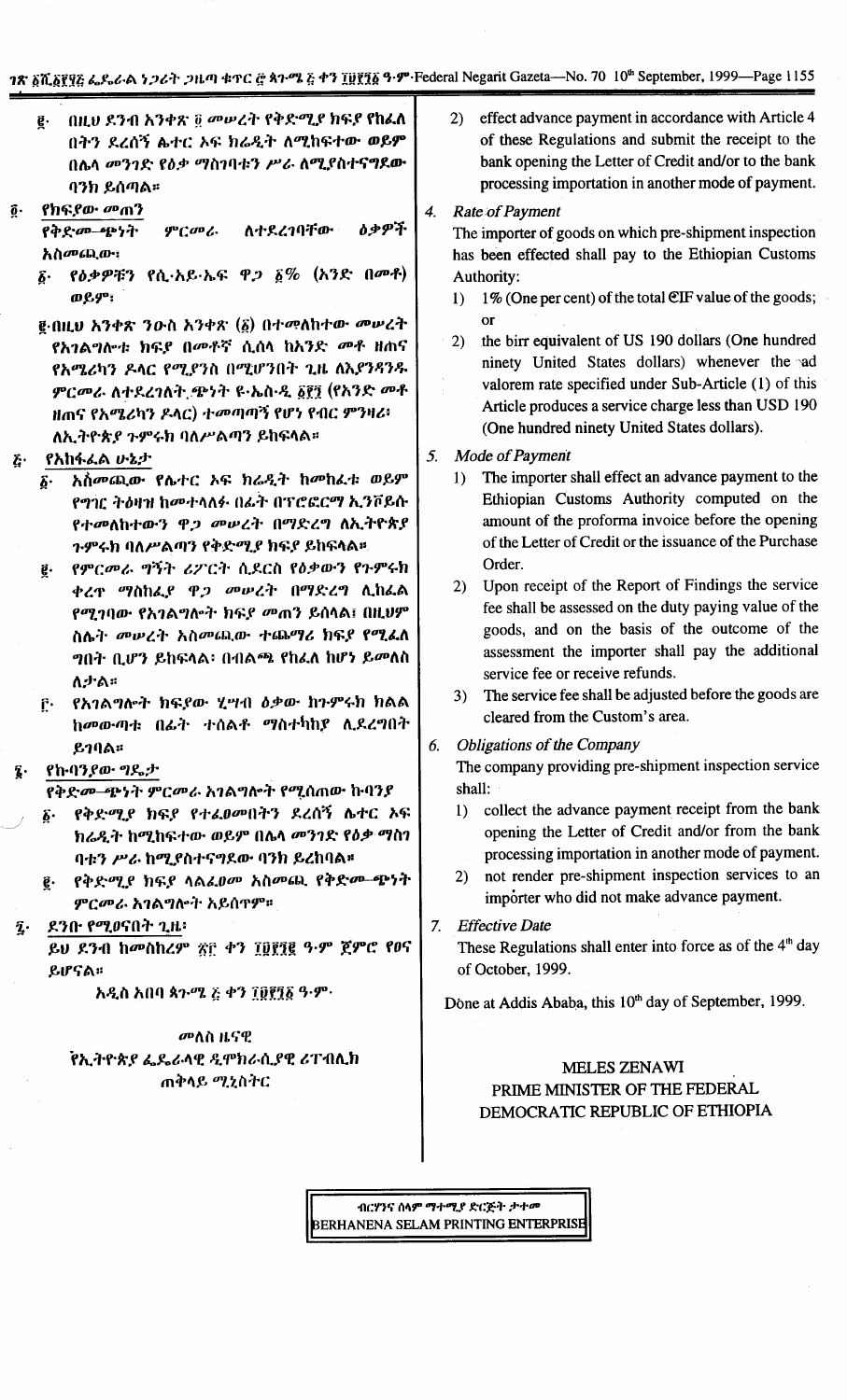፪· በዚህ ደንብ አንቀጽ ፬ መሠረት የቅድሚያ ክፍያ የከፈለ በትን ደረሰኝ ሌተር ኦፍ ክሬዲት ለሚከፍተው ወይም በሌላ መንገድ የዕቃ ማስገባቱን ሥራ ለሚያስተናግደው ባንክ ይሰጣል።

፬· **የክፍያው መጠን**

የቅድመ–ጭነት ምርመራ ለተደረገባቸው ዕቃዎች አስመጪው፣

፩· የዕቃዎቹን የሲ·አይ·ኤፍ ዋጋ ፩% (አንድ በመቶ) ወይም፣

፪·በዚህ አንቀጽ ንዑስ አንቀጽ (፩) በተመለከተው መሠረት የአገልግሎቱ ክፍያ በመቶኛ ሲሰላ ከአንድ መቶ ዘጠና የአሜሪካን ዶላር የሚያንስ በሚሆንበት ጊዜ ለእያንዳንዱ ምርመራ ለተደረገለት ጭነት ዩ·ኤስ·ዲ ፩፻፺ (አንድ መቶ ዘጠና የአሜሪካን ዶላር) ተመጣጣኝ የሆነ የብር ምንዛሪ፣ ለኢትዮጵያ ጉምሩክ ባለሥልጣን ይከፍላል።

፭· **የአከፋፈል ሁኔታ**

፩· አስመጪው የሌተር ኦፍ ክሬዲት ከመከፈቱ ወይም የግዢ ትዕዛዝ ከመተላለፉ በፊት በፕሮፎርማ ኢንቮይሱ የተመለከተውን ዋጋ መሠረት በማድረግ ለኢትዮጵያ ጉምሩክ ባለሥልጣን የቅድሚያ ክፍያ ይከፍላል።

፪· የምርመራ ግኝት ሪፖርት ሲደርስ የዕቃውን የጉምሩክ ቀረጥ ማስከፈያ ዋጋ መሠረት በማድረግ ሊከፈል የሚገባው የአገልግሎት ክፍያ መጠን ይሰላል፤ በዚህም ስሌት መሠረት አስመጪው ተጨማሪ ክፍያ የሚፈለ ግበት ቢሆን ይከፍላል፣ በብልጫ የከፈለ ከሆነ ይመለስ ለታል።

፫· የአገልግሎት ክፍያው ሂሣብ ዕቃው ከጉምሩክ ክልል ከመውጣቱ በፊት ተሰልቶ ማስተካከያ ሊደረግበት ይገባል።

፮· **የኩባንያው ግዴታ**

የቅድመ–ጭነት ምርመራ አገልግሎት የሚሰጠው ኩባንያ

፩· የቅድሚያ ክፍያ የተፈፀመበትን ደረሰኝ ሌተር ኦፍ ክሬዲት ከሚከፍተው ወይም በሌላ መንገድ የዕቃ ማስገ ባቱን ሥራ ከሚያስተናግደው ባንክ ይረከባል።

፪· የቅድሚያ ክፍያ ላልፈፀመ አስመጪ የቅድመ–ጭነት ምርመራ አገልግሎት አይሰጥም።

፯· **ደንቡ የሚፀናበት ጊዜ፣**

ይህ ደንብ ከመስከረም ፳፫ ቀን ፲፱፻፺፪ ዓ·ም ጀምሮ የፀና ይሆናል።

አዲስ አበባ ጳጉሜ ፭ ቀን ፲፱፻፺፩ ዓ·ም·

መለስ ዜናዊ

የኢትዮጵያ ፌዴራላዊ ዲሞክራሲያዊ ሪፐብሊክ ጠቅላይ ሚኒስትር

2) effect advance payment in accordance with Article 4 of these Regulations and submit the receipt to the bank opening the Letter of Credit and/or to the bank processing importation in another mode of payment.

4. *Rate of Payment*

The importer of goods on which pre-shipment inspection has been effected shall pay to the Ethiopian Customs Authority:

1) 1% (One per cent) of the total CIF value of the goods; or

2) the birr equivalent of US 190 dollars (One hundred ninety United States dollars) whenever the ad valorem rate specified under Sub-Article (1) of this Article produces a service charge less than USD 190 (One hundred ninety United States dollars).

5. *Mode of Payment*

1) The importer shall effect an advance payment to the Ethiopian Customs Authority computed on the amount of the proforma invoice before the opening of the Letter of Credit or the issuance of the Purchase Order.

2) Upon receipt of the Report of Findings the service fee shall be assessed on the duty paying value of the goods, and on the basis of the outcome of the assessment the importer shall pay the additional service fee or receive refunds.

3) The service fee shall be adjusted before the goods are cleared from the Custom's area.

6. *Obligations of the Company*

The company providing pre-shipment inspection service shall:

1) collect the advance payment receipt from the bank opening the Letter of Credit and/or from the bank processing importation in another mode of payment.

2) not render pre-shipment inspection services to an importer who did not make advance payment.

7. *Effective Date*

These Regulations shall enter into force as of the 4th day of October, 1999.

Done at Addis Ababa, this 10th day of September, 1999.

MELES ZENAWI

PRIME MINISTER OF THE FEDERAL DEMOCRATIC REPUBLIC OF ETHIOPIA

ብርሃንና ሰላም ማተሚያ ድርጅት ታተመ

BERHANENA SELAM PRINTING ENTERPRISE